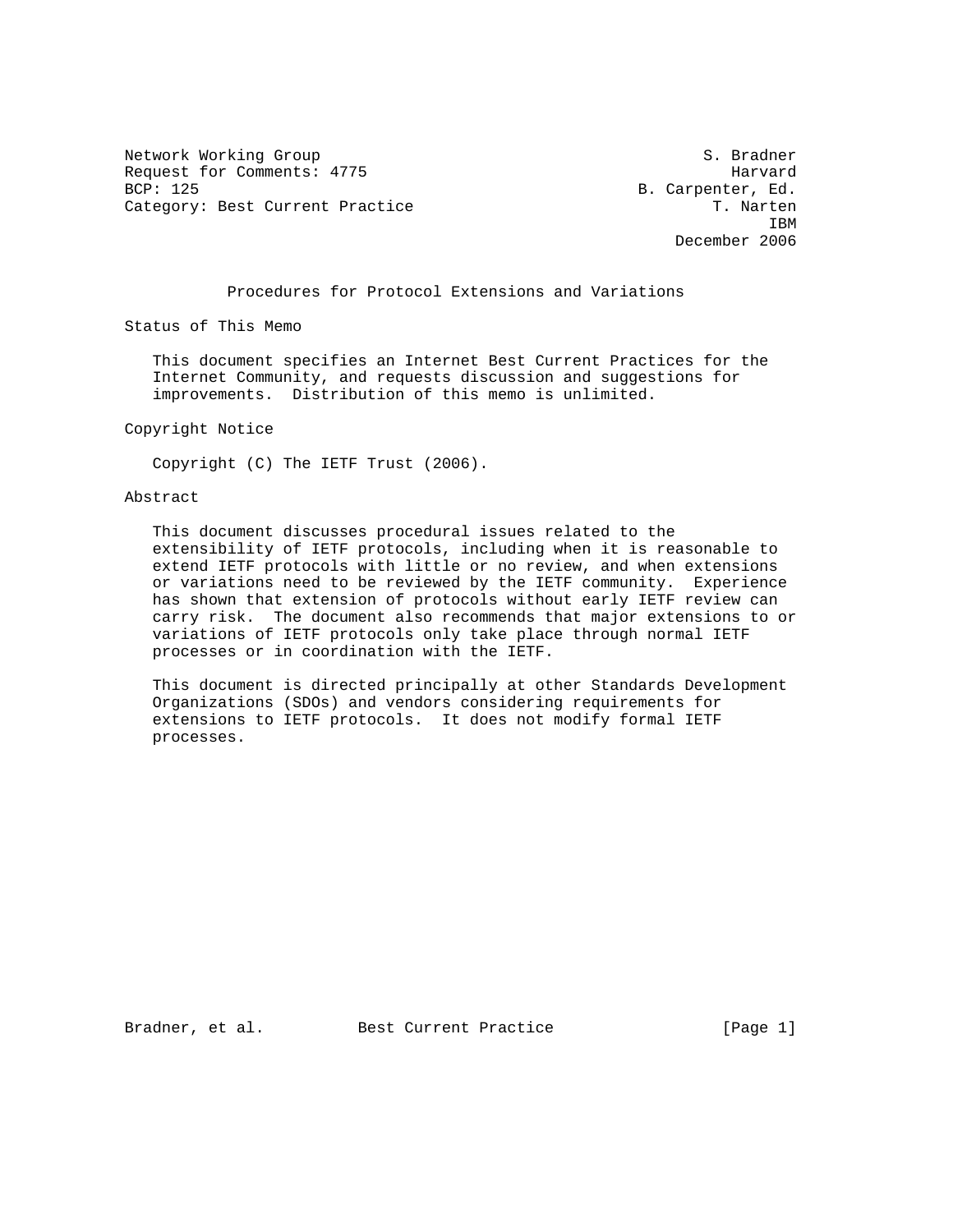Network Working Group S. Bradner
Request for Comments: 4775 Harvard
BCP: 125 B. Carpenter, Ed.
Category: Best Current Practice T. Narten
IBM
December 2006

# Procedures for Protocol Extensions and Variations

## Status of This Memo

This document specifies an Internet Best Current Practices for the Internet Community, and requests discussion and suggestions for improvements. Distribution of this memo is unlimited.

## Copyright Notice

Copyright (C) The IETF Trust (2006).

## Abstract

This document discusses procedural issues related to the extensibility of IETF protocols, including when it is reasonable to extend IETF protocols with little or no review, and when extensions or variations need to be reviewed by the IETF community. Experience has shown that extension of protocols without early IETF review can carry risk. The document also recommends that major extensions to or variations of IETF protocols only take place through normal IETF processes or in coordination with the IETF.

This document is directed principally at other Standards Development Organizations (SDOs) and vendors considering requirements for extensions to IETF protocols. It does not modify formal IETF processes.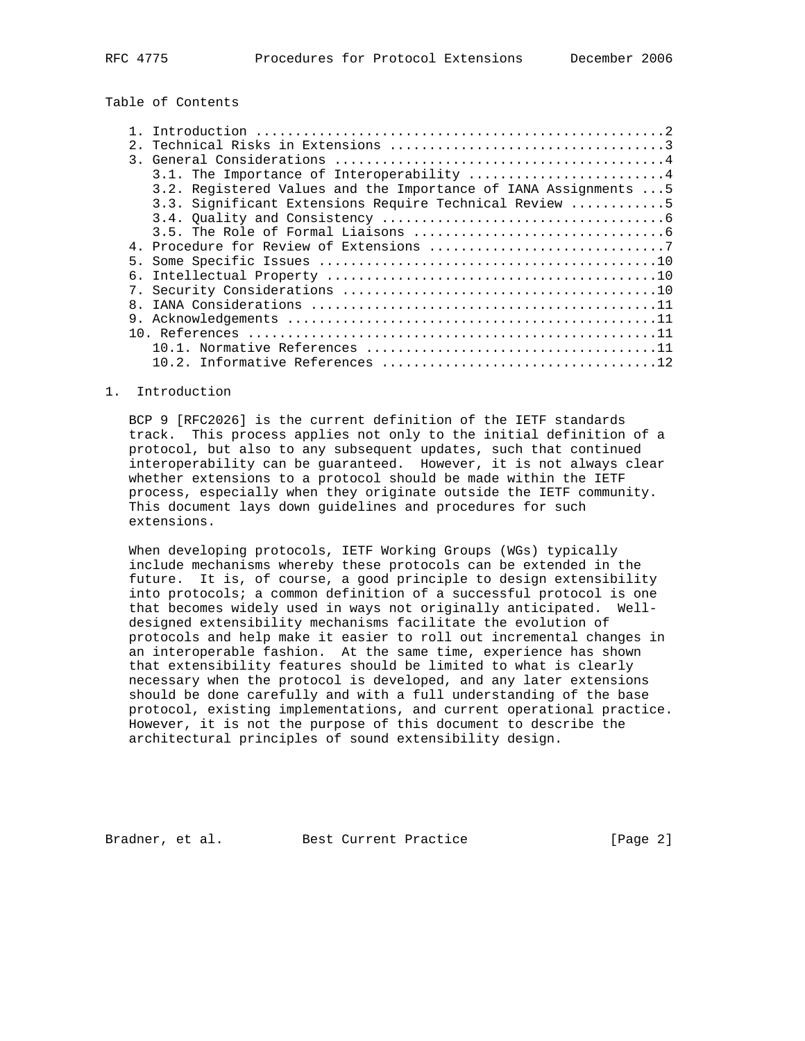## Table of Contents

1. Introduction ....................................................2
2. Technical Risks in Extensions ..................................3
3. General Considerations .........................................4
   - 3.1. The Importance of Interoperability .........................4
   - 3.2. Registered Values and the Importance of IANA Assignments ...5
   - 3.3. Significant Extensions Require Technical Review ............5
   - 3.4. Quality and Consistency ....................................6
   - 3.5. The Role of Formal Liaisons ................................6
4. Procedure for Review of Extensions .............................7
5. Some Specific Issues ..........................................10
6. Intellectual Property .........................................10
7. Security Considerations .......................................10
8. IANA Considerations ...........................................11
9. Acknowledgements ..............................................11
10. References ...................................................11
    - 10.1. Normative References ....................................11
    - 10.2. Informative References ..................................12

## 1. Introduction

BCP 9 [RFC2026] is the current definition of the IETF standards track. This process applies not only to the initial definition of a protocol, but also to any subsequent updates, such that continued interoperability can be guaranteed. However, it is not always clear whether extensions to a protocol should be made within the IETF process, especially when they originate outside the IETF community. This document lays down guidelines and procedures for such extensions.

When developing protocols, IETF Working Groups (WGs) typically include mechanisms whereby these protocols can be extended in the future. It is, of course, a good principle to design extensibility into protocols; a common definition of a successful protocol is one that becomes widely used in ways not originally anticipated. Well-designed extensibility mechanisms facilitate the evolution of protocols and help make it easier to roll out incremental changes in an interoperable fashion. At the same time, experience has shown that extensibility features should be limited to what is clearly necessary when the protocol is developed, and any later extensions should be done carefully and with a full understanding of the base protocol, existing implementations, and current operational practice. However, it is not the purpose of this document to describe the architectural principles of sound extensibility design.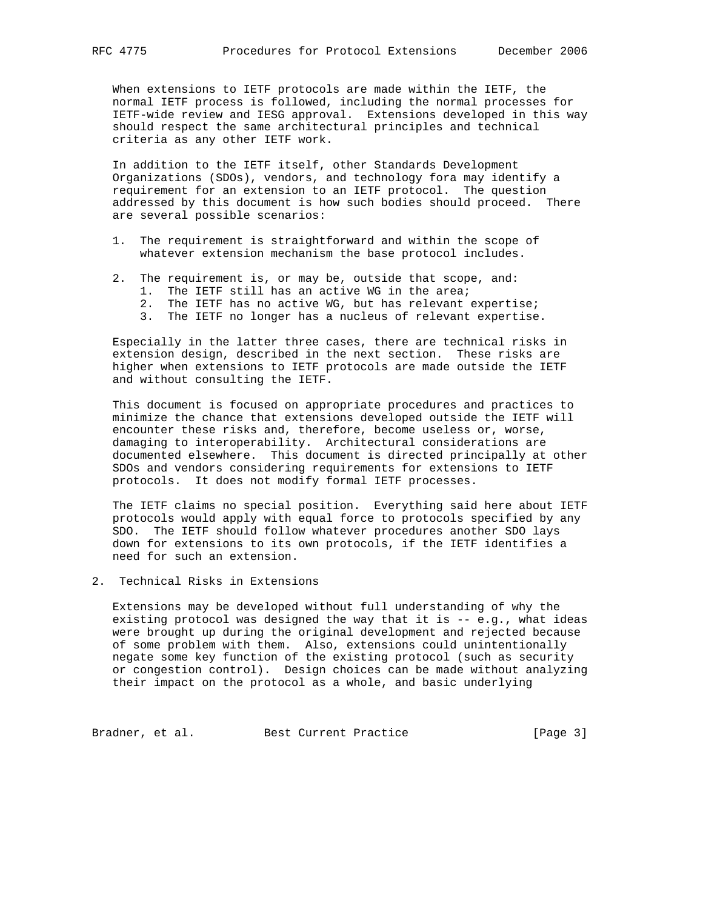When extensions to IETF protocols are made within the IETF, the normal IETF process is followed, including the normal processes for IETF-wide review and IESG approval. Extensions developed in this way should respect the same architectural principles and technical criteria as any other IETF work.

In addition to the IETF itself, other Standards Development Organizations (SDOs), vendors, and technology fora may identify a requirement for an extension to an IETF protocol. The question addressed by this document is how such bodies should proceed. There are several possible scenarios:

1. The requirement is straightforward and within the scope of whatever extension mechanism the base protocol includes.

2. The requirement is, or may be, outside that scope, and:
   1. The IETF still has an active WG in the area;
   2. The IETF has no active WG, but has relevant expertise;
   3. The IETF no longer has a nucleus of relevant expertise.

Especially in the latter three cases, there are technical risks in extension design, described in the next section. These risks are higher when extensions to IETF protocols are made outside the IETF and without consulting the IETF.

This document is focused on appropriate procedures and practices to minimize the chance that extensions developed outside the IETF will encounter these risks and, therefore, become useless or, worse, damaging to interoperability. Architectural considerations are documented elsewhere. This document is directed principally at other SDOs and vendors considering requirements for extensions to IETF protocols. It does not modify formal IETF processes.

The IETF claims no special position. Everything said here about IETF protocols would apply with equal force to protocols specified by any SDO. The IETF should follow whatever procedures another SDO lays down for extensions to its own protocols, if the IETF identifies a need for such an extension.

## 2. Technical Risks in Extensions

Extensions may be developed without full understanding of why the existing protocol was designed the way that it is -- e.g., what ideas were brought up during the original development and rejected because of some problem with them. Also, extensions could unintentionally negate some key function of the existing protocol (such as security or congestion control). Design choices can be made without analyzing their impact on the protocol as a whole, and basic underlying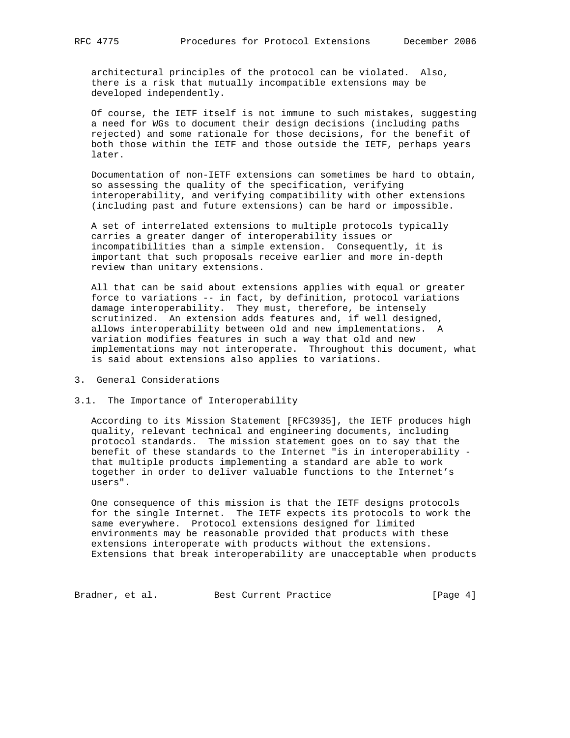architectural principles of the protocol can be violated. Also, there is a risk that mutually incompatible extensions may be developed independently.

Of course, the IETF itself is not immune to such mistakes, suggesting a need for WGs to document their design decisions (including paths rejected) and some rationale for those decisions, for the benefit of both those within the IETF and those outside the IETF, perhaps years later.

Documentation of non-IETF extensions can sometimes be hard to obtain, so assessing the quality of the specification, verifying interoperability, and verifying compatibility with other extensions (including past and future extensions) can be hard or impossible.

A set of interrelated extensions to multiple protocols typically carries a greater danger of interoperability issues or incompatibilities than a simple extension. Consequently, it is important that such proposals receive earlier and more in-depth review than unitary extensions.

All that can be said about extensions applies with equal or greater force to variations -- in fact, by definition, protocol variations damage interoperability. They must, therefore, be intensely scrutinized. An extension adds features and, if well designed, allows interoperability between old and new implementations. A variation modifies features in such a way that old and new implementations may not interoperate. Throughout this document, what is said about extensions also applies to variations.

## 3. General Considerations

### 3.1. The Importance of Interoperability

According to its Mission Statement [RFC3935], the IETF produces high quality, relevant technical and engineering documents, including protocol standards. The mission statement goes on to say that the benefit of these standards to the Internet "is in interoperability - that multiple products implementing a standard are able to work together in order to deliver valuable functions to the Internet's users".

One consequence of this mission is that the IETF designs protocols for the single Internet. The IETF expects its protocols to work the same everywhere. Protocol extensions designed for limited environments may be reasonable provided that products with these extensions interoperate with products without the extensions. Extensions that break interoperability are unacceptable when products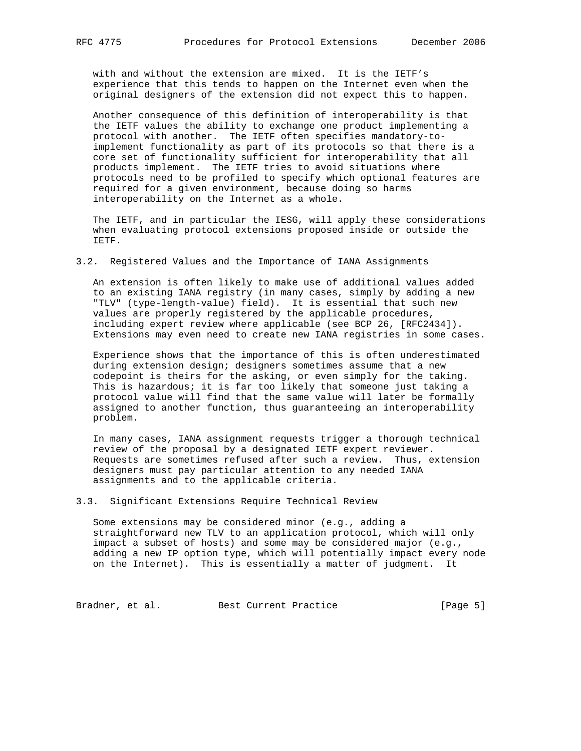with and without the extension are mixed. It is the IETF's experience that this tends to happen on the Internet even when the original designers of the extension did not expect this to happen.

Another consequence of this definition of interoperability is that the IETF values the ability to exchange one product implementing a protocol with another. The IETF often specifies mandatory-to-implement functionality as part of its protocols so that there is a core set of functionality sufficient for interoperability that all products implement. The IETF tries to avoid situations where protocols need to be profiled to specify which optional features are required for a given environment, because doing so harms interoperability on the Internet as a whole.

The IETF, and in particular the IESG, will apply these considerations when evaluating protocol extensions proposed inside or outside the IETF.

### 3.2. Registered Values and the Importance of IANA Assignments

An extension is often likely to make use of additional values added to an existing IANA registry (in many cases, simply by adding a new "TLV" (type-length-value) field). It is essential that such new values are properly registered by the applicable procedures, including expert review where applicable (see BCP 26, [RFC2434]). Extensions may even need to create new IANA registries in some cases.

Experience shows that the importance of this is often underestimated during extension design; designers sometimes assume that a new codepoint is theirs for the asking, or even simply for the taking. This is hazardous; it is far too likely that someone just taking a protocol value will find that the same value will later be formally assigned to another function, thus guaranteeing an interoperability problem.

In many cases, IANA assignment requests trigger a thorough technical review of the proposal by a designated IETF expert reviewer. Requests are sometimes refused after such a review. Thus, extension designers must pay particular attention to any needed IANA assignments and to the applicable criteria.

### 3.3. Significant Extensions Require Technical Review

Some extensions may be considered minor (e.g., adding a straightforward new TLV to an application protocol, which will only impact a subset of hosts) and some may be considered major (e.g., adding a new IP option type, which will potentially impact every node on the Internet). This is essentially a matter of judgment. It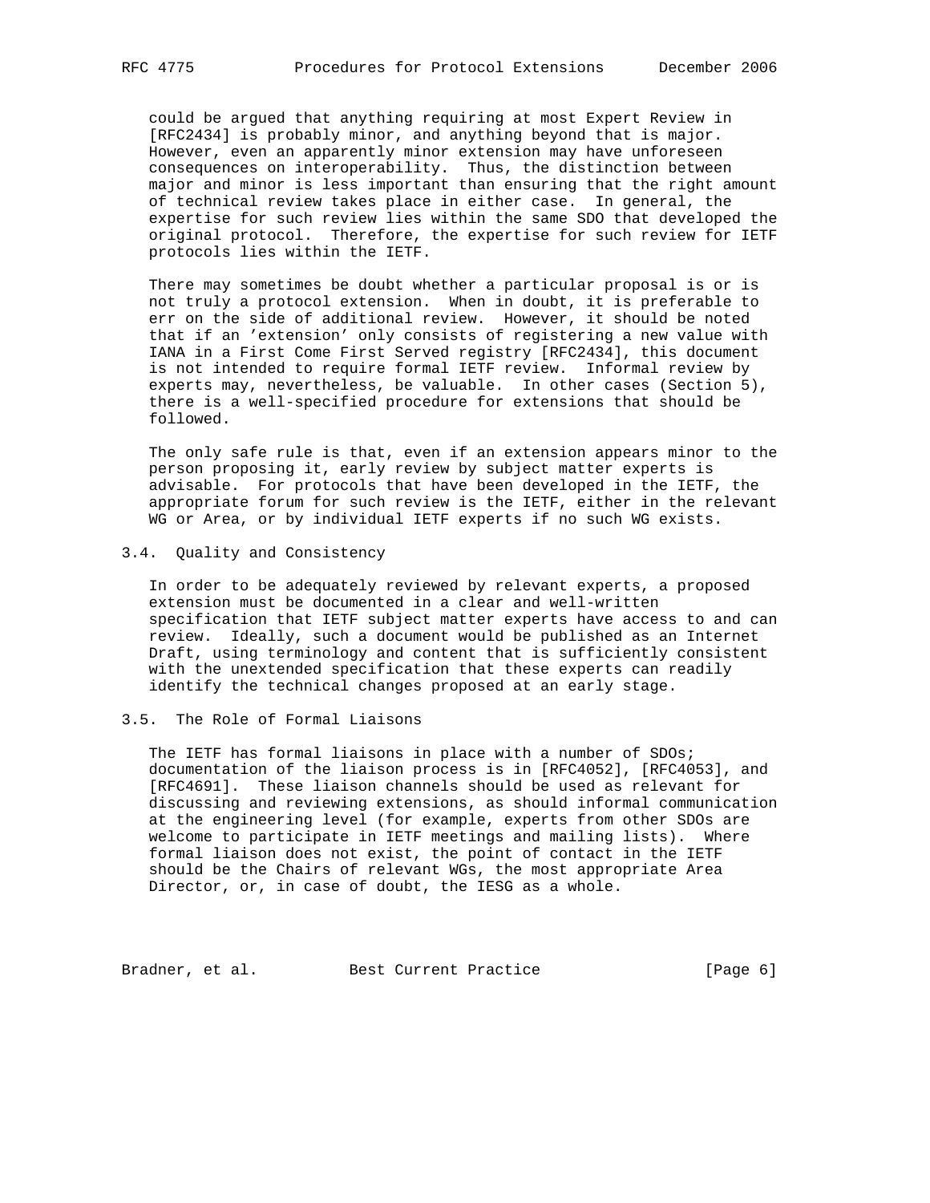could be argued that anything requiring at most Expert Review in [RFC2434] is probably minor, and anything beyond that is major. However, even an apparently minor extension may have unforeseen consequences on interoperability. Thus, the distinction between major and minor is less important than ensuring that the right amount of technical review takes place in either case. In general, the expertise for such review lies within the same SDO that developed the original protocol. Therefore, the expertise for such review for IETF protocols lies within the IETF.

There may sometimes be doubt whether a particular proposal is or is not truly a protocol extension. When in doubt, it is preferable to err on the side of additional review. However, it should be noted that if an 'extension' only consists of registering a new value with IANA in a First Come First Served registry [RFC2434], this document is not intended to require formal IETF review. Informal review by experts may, nevertheless, be valuable. In other cases (Section 5), there is a well-specified procedure for extensions that should be followed.

The only safe rule is that, even if an extension appears minor to the person proposing it, early review by subject matter experts is advisable. For protocols that have been developed in the IETF, the appropriate forum for such review is the IETF, either in the relevant WG or Area, or by individual IETF experts if no such WG exists.

### 3.4. Quality and Consistency

In order to be adequately reviewed by relevant experts, a proposed extension must be documented in a clear and well-written specification that IETF subject matter experts have access to and can review. Ideally, such a document would be published as an Internet Draft, using terminology and content that is sufficiently consistent with the unextended specification that these experts can readily identify the technical changes proposed at an early stage.

### 3.5. The Role of Formal Liaisons

The IETF has formal liaisons in place with a number of SDOs; documentation of the liaison process is in [RFC4052], [RFC4053], and [RFC4691]. These liaison channels should be used as relevant for discussing and reviewing extensions, as should informal communication at the engineering level (for example, experts from other SDOs are welcome to participate in IETF meetings and mailing lists). Where formal liaison does not exist, the point of contact in the IETF should be the Chairs of relevant WGs, the most appropriate Area Director, or, in case of doubt, the IESG as a whole.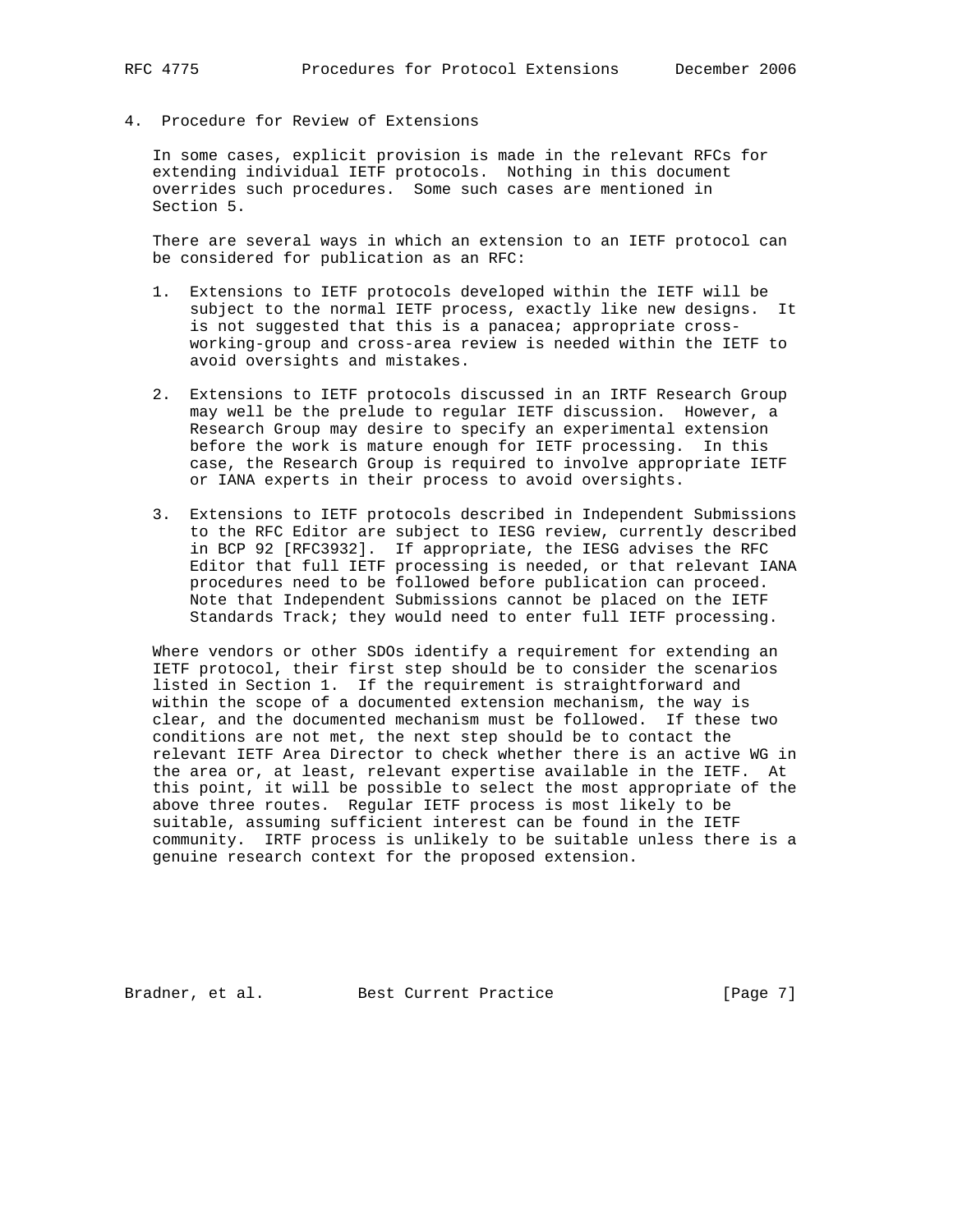## 4. Procedure for Review of Extensions

In some cases, explicit provision is made in the relevant RFCs for extending individual IETF protocols. Nothing in this document overrides such procedures. Some such cases are mentioned in Section 5.

There are several ways in which an extension to an IETF protocol can be considered for publication as an RFC:

1. Extensions to IETF protocols developed within the IETF will be subject to the normal IETF process, exactly like new designs. It is not suggested that this is a panacea; appropriate cross-working-group and cross-area review is needed within the IETF to avoid oversights and mistakes.

2. Extensions to IETF protocols discussed in an IRTF Research Group may well be the prelude to regular IETF discussion. However, a Research Group may desire to specify an experimental extension before the work is mature enough for IETF processing. In this case, the Research Group is required to involve appropriate IETF or IANA experts in their process to avoid oversights.

3. Extensions to IETF protocols described in Independent Submissions to the RFC Editor are subject to IESG review, currently described in BCP 92 [RFC3932]. If appropriate, the IESG advises the RFC Editor that full IETF processing is needed, or that relevant IANA procedures need to be followed before publication can proceed. Note that Independent Submissions cannot be placed on the IETF Standards Track; they would need to enter full IETF processing.

Where vendors or other SDOs identify a requirement for extending an IETF protocol, their first step should be to consider the scenarios listed in Section 1. If the requirement is straightforward and within the scope of a documented extension mechanism, the way is clear, and the documented mechanism must be followed. If these two conditions are not met, the next step should be to contact the relevant IETF Area Director to check whether there is an active WG in the area or, at least, relevant expertise available in the IETF. At this point, it will be possible to select the most appropriate of the above three routes. Regular IETF process is most likely to be suitable, assuming sufficient interest can be found in the IETF community. IRTF process is unlikely to be suitable unless there is a genuine research context for the proposed extension.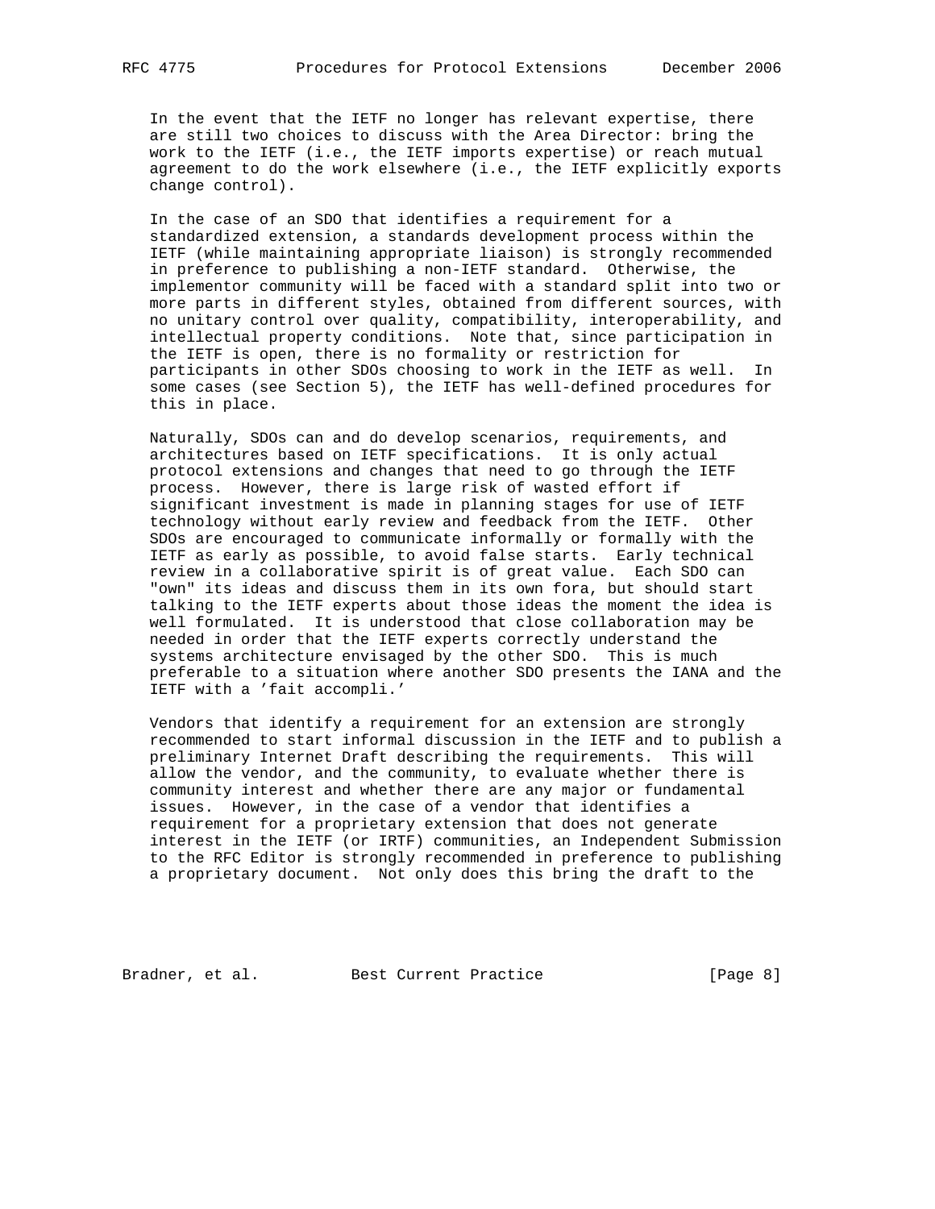In the event that the IETF no longer has relevant expertise, there are still two choices to discuss with the Area Director: bring the work to the IETF (i.e., the IETF imports expertise) or reach mutual agreement to do the work elsewhere (i.e., the IETF explicitly exports change control).

In the case of an SDO that identifies a requirement for a standardized extension, a standards development process within the IETF (while maintaining appropriate liaison) is strongly recommended in preference to publishing a non-IETF standard. Otherwise, the implementor community will be faced with a standard split into two or more parts in different styles, obtained from different sources, with no unitary control over quality, compatibility, interoperability, and intellectual property conditions. Note that, since participation in the IETF is open, there is no formality or restriction for participants in other SDOs choosing to work in the IETF as well. In some cases (see Section 5), the IETF has well-defined procedures for this in place.

Naturally, SDOs can and do develop scenarios, requirements, and architectures based on IETF specifications. It is only actual protocol extensions and changes that need to go through the IETF process. However, there is large risk of wasted effort if significant investment is made in planning stages for use of IETF technology without early review and feedback from the IETF. Other SDOs are encouraged to communicate informally or formally with the IETF as early as possible, to avoid false starts. Early technical review in a collaborative spirit is of great value. Each SDO can "own" its ideas and discuss them in its own fora, but should start talking to the IETF experts about those ideas the moment the idea is well formulated. It is understood that close collaboration may be needed in order that the IETF experts correctly understand the systems architecture envisaged by the other SDO. This is much preferable to a situation where another SDO presents the IANA and the IETF with a 'fait accompli.'

Vendors that identify a requirement for an extension are strongly recommended to start informal discussion in the IETF and to publish a preliminary Internet Draft describing the requirements. This will allow the vendor, and the community, to evaluate whether there is community interest and whether there are any major or fundamental issues. However, in the case of a vendor that identifies a requirement for a proprietary extension that does not generate interest in the IETF (or IRTF) communities, an Independent Submission to the RFC Editor is strongly recommended in preference to publishing a proprietary document. Not only does this bring the draft to the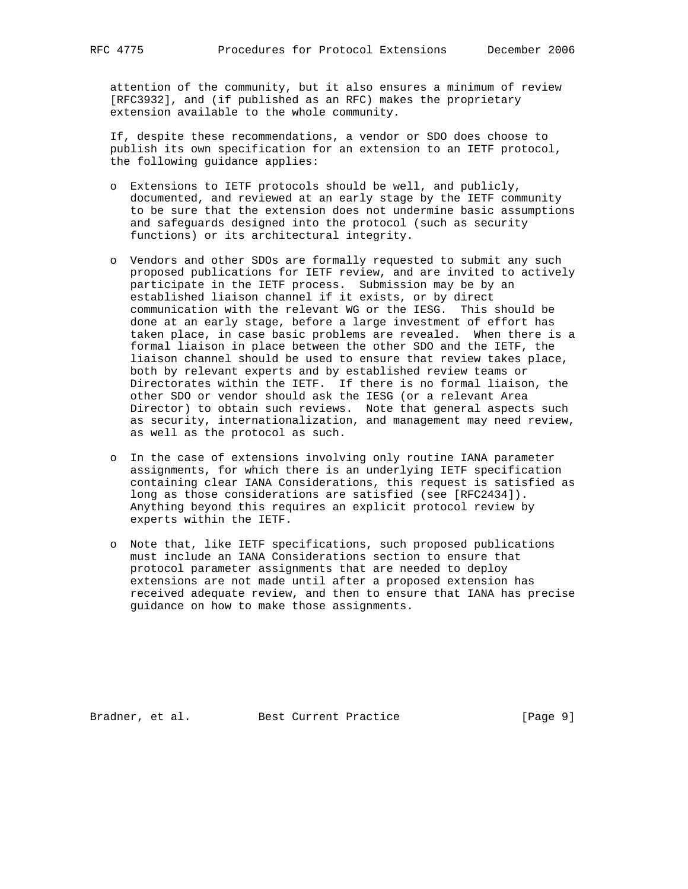attention of the community, but it also ensures a minimum of review [RFC3932], and (if published as an RFC) makes the proprietary extension available to the whole community.

If, despite these recommendations, a vendor or SDO does choose to publish its own specification for an extension to an IETF protocol, the following guidance applies:

- Extensions to IETF protocols should be well, and publicly, documented, and reviewed at an early stage by the IETF community to be sure that the extension does not undermine basic assumptions and safeguards designed into the protocol (such as security functions) or its architectural integrity.

- Vendors and other SDOs are formally requested to submit any such proposed publications for IETF review, and are invited to actively participate in the IETF process. Submission may be by an established liaison channel if it exists, or by direct communication with the relevant WG or the IESG. This should be done at an early stage, before a large investment of effort has taken place, in case basic problems are revealed. When there is a formal liaison in place between the other SDO and the IETF, the liaison channel should be used to ensure that review takes place, both by relevant experts and by established review teams or Directorates within the IETF. If there is no formal liaison, the other SDO or vendor should ask the IESG (or a relevant Area Director) to obtain such reviews. Note that general aspects such as security, internationalization, and management may need review, as well as the protocol as such.

- In the case of extensions involving only routine IANA parameter assignments, for which there is an underlying IETF specification containing clear IANA Considerations, this request is satisfied as long as those considerations are satisfied (see [RFC2434]). Anything beyond this requires an explicit protocol review by experts within the IETF.

- Note that, like IETF specifications, such proposed publications must include an IANA Considerations section to ensure that protocol parameter assignments that are needed to deploy extensions are not made until after a proposed extension has received adequate review, and then to ensure that IANA has precise guidance on how to make those assignments.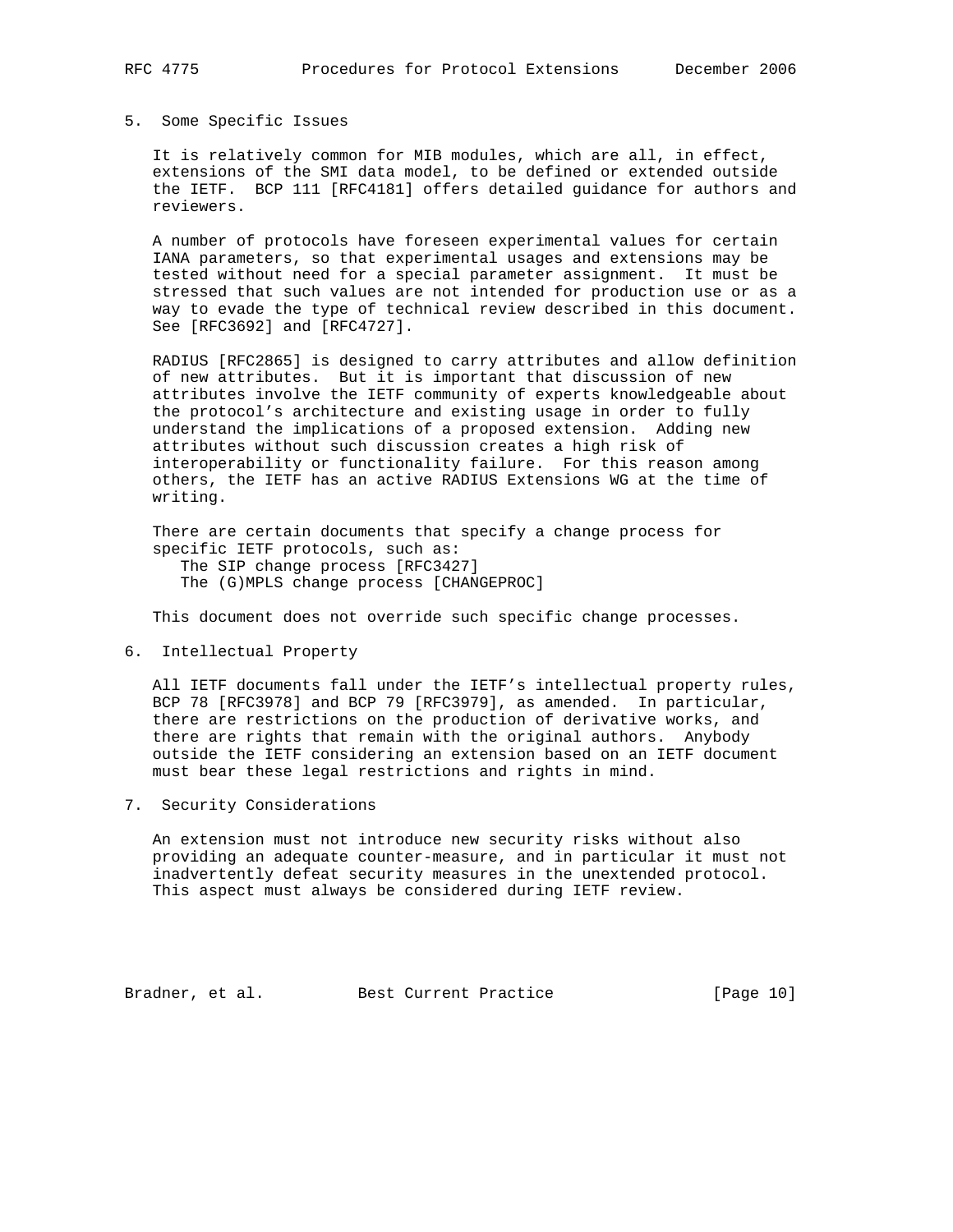## 5. Some Specific Issues

It is relatively common for MIB modules, which are all, in effect, extensions of the SMI data model, to be defined or extended outside the IETF. BCP 111 [RFC4181] offers detailed guidance for authors and reviewers.

A number of protocols have foreseen experimental values for certain IANA parameters, so that experimental usages and extensions may be tested without need for a special parameter assignment. It must be stressed that such values are not intended for production use or as a way to evade the type of technical review described in this document. See [RFC3692] and [RFC4727].

RADIUS [RFC2865] is designed to carry attributes and allow definition of new attributes. But it is important that discussion of new attributes involve the IETF community of experts knowledgeable about the protocol's architecture and existing usage in order to fully understand the implications of a proposed extension. Adding new attributes without such discussion creates a high risk of interoperability or functionality failure. For this reason among others, the IETF has an active RADIUS Extensions WG at the time of writing.

There are certain documents that specify a change process for specific IETF protocols, such as:

- The SIP change process [RFC3427]
- The (G)MPLS change process [CHANGEPROC]

This document does not override such specific change processes.

## 6. Intellectual Property

All IETF documents fall under the IETF's intellectual property rules, BCP 78 [RFC3978] and BCP 79 [RFC3979], as amended. In particular, there are restrictions on the production of derivative works, and there are rights that remain with the original authors. Anybody outside the IETF considering an extension based on an IETF document must bear these legal restrictions and rights in mind.

## 7. Security Considerations

An extension must not introduce new security risks without also providing an adequate counter-measure, and in particular it must not inadvertently defeat security measures in the unextended protocol. This aspect must always be considered during IETF review.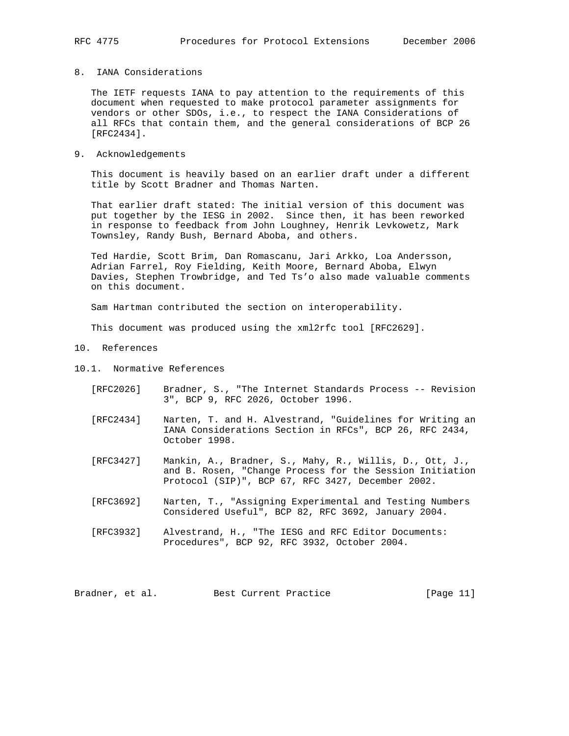## 8. IANA Considerations

The IETF requests IANA to pay attention to the requirements of this document when requested to make protocol parameter assignments for vendors or other SDOs, i.e., to respect the IANA Considerations of all RFCs that contain them, and the general considerations of BCP 26 [RFC2434].

## 9. Acknowledgements

This document is heavily based on an earlier draft under a different title by Scott Bradner and Thomas Narten.

That earlier draft stated: The initial version of this document was put together by the IESG in 2002. Since then, it has been reworked in response to feedback from John Loughney, Henrik Levkowetz, Mark Townsley, Randy Bush, Bernard Aboba, and others.

Ted Hardie, Scott Brim, Dan Romascanu, Jari Arkko, Loa Andersson, Adrian Farrel, Roy Fielding, Keith Moore, Bernard Aboba, Elwyn Davies, Stephen Trowbridge, and Ted Ts'o also made valuable comments on this document.

Sam Hartman contributed the section on interoperability.

This document was produced using the xml2rfc tool [RFC2629].

## 10. References

### 10.1. Normative References

[RFC2026] Bradner, S., "The Internet Standards Process -- Revision 3", BCP 9, RFC 2026, October 1996.

[RFC2434] Narten, T. and H. Alvestrand, "Guidelines for Writing an IANA Considerations Section in RFCs", BCP 26, RFC 2434, October 1998.

[RFC3427] Mankin, A., Bradner, S., Mahy, R., Willis, D., Ott, J., and B. Rosen, "Change Process for the Session Initiation Protocol (SIP)", BCP 67, RFC 3427, December 2002.

[RFC3692] Narten, T., "Assigning Experimental and Testing Numbers Considered Useful", BCP 82, RFC 3692, January 2004.

[RFC3932] Alvestrand, H., "The IESG and RFC Editor Documents: Procedures", BCP 92, RFC 3932, October 2004.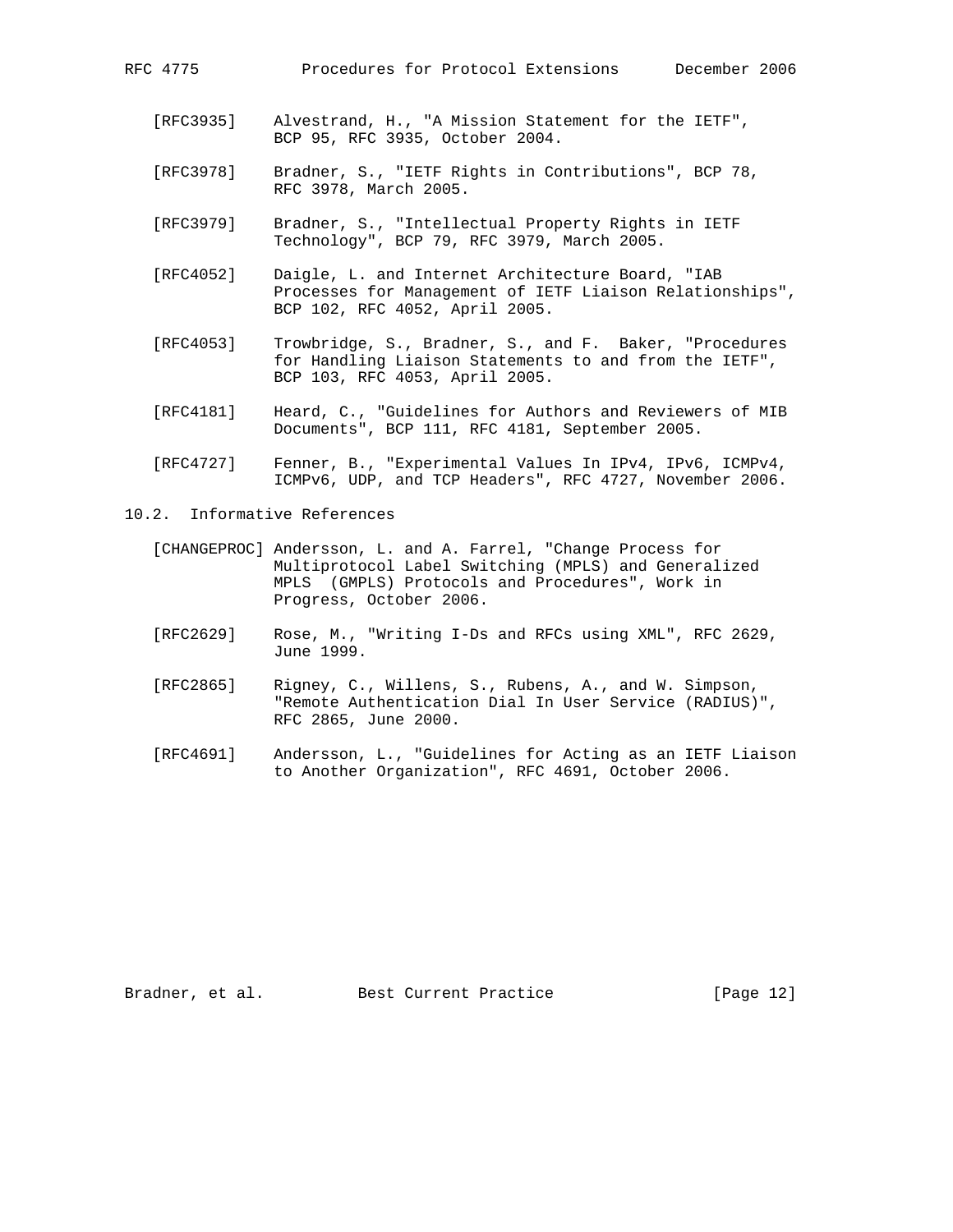[RFC3935] Alvestrand, H., "A Mission Statement for the IETF", BCP 95, RFC 3935, October 2004.

[RFC3978] Bradner, S., "IETF Rights in Contributions", BCP 78, RFC 3978, March 2005.

[RFC3979] Bradner, S., "Intellectual Property Rights in IETF Technology", BCP 79, RFC 3979, March 2005.

[RFC4052] Daigle, L. and Internet Architecture Board, "IAB Processes for Management of IETF Liaison Relationships", BCP 102, RFC 4052, April 2005.

[RFC4053] Trowbridge, S., Bradner, S., and F. Baker, "Procedures for Handling Liaison Statements to and from the IETF", BCP 103, RFC 4053, April 2005.

[RFC4181] Heard, C., "Guidelines for Authors and Reviewers of MIB Documents", BCP 111, RFC 4181, September 2005.

[RFC4727] Fenner, B., "Experimental Values In IPv4, IPv6, ICMPv4, ICMPv6, UDP, and TCP Headers", RFC 4727, November 2006.

## 10.2. Informative References

[CHANGEPROC] Andersson, L. and A. Farrel, "Change Process for Multiprotocol Label Switching (MPLS) and Generalized MPLS (GMPLS) Protocols and Procedures", Work in Progress, October 2006.

[RFC2629] Rose, M., "Writing I-Ds and RFCs using XML", RFC 2629, June 1999.

[RFC2865] Rigney, C., Willens, S., Rubens, A., and W. Simpson, "Remote Authentication Dial In User Service (RADIUS)", RFC 2865, June 2000.

[RFC4691] Andersson, L., "Guidelines for Acting as an IETF Liaison to Another Organization", RFC 4691, October 2006.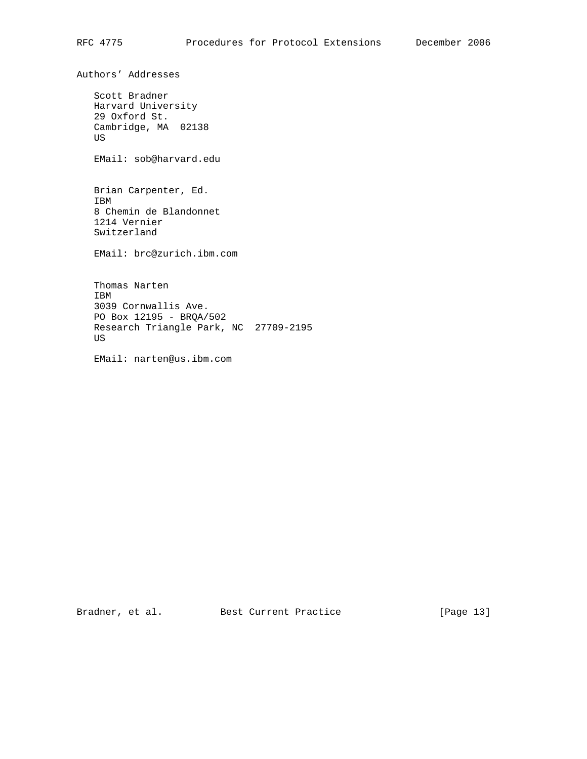## Authors' Addresses

Scott Bradner
Harvard University
29 Oxford St.
Cambridge, MA  02138
US

EMail: sob@harvard.edu

Brian Carpenter, Ed.
IBM
8 Chemin de Blandonnet
1214 Vernier
Switzerland

EMail: brc@zurich.ibm.com

Thomas Narten
IBM
3039 Cornwallis Ave.
PO Box 12195 - BRQA/502
Research Triangle Park, NC  27709-2195
US

EMail: narten@us.ibm.com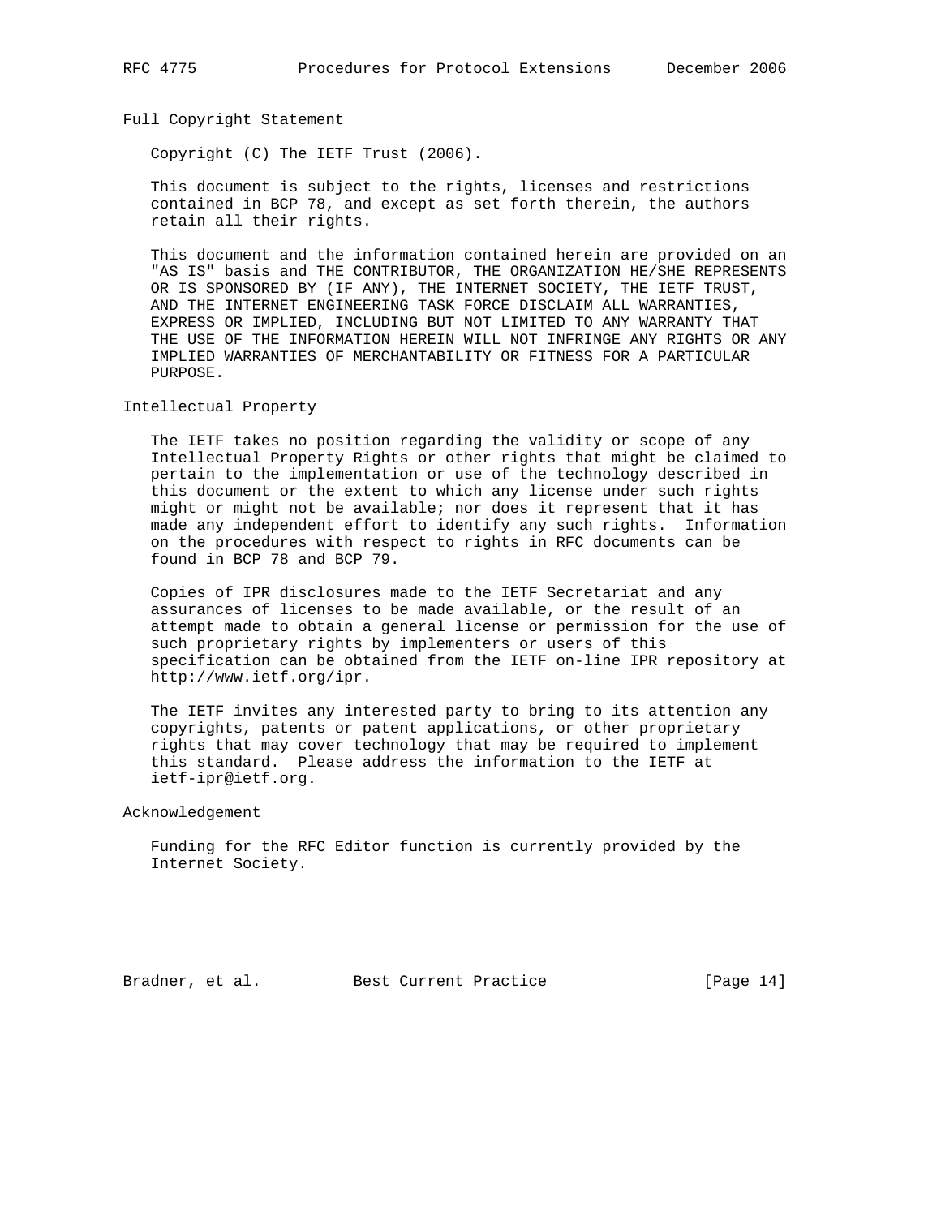## Full Copyright Statement

Copyright (C) The IETF Trust (2006).

This document is subject to the rights, licenses and restrictions contained in BCP 78, and except as set forth therein, the authors retain all their rights.

This document and the information contained herein are provided on an "AS IS" basis and THE CONTRIBUTOR, THE ORGANIZATION HE/SHE REPRESENTS OR IS SPONSORED BY (IF ANY), THE INTERNET SOCIETY, THE IETF TRUST, AND THE INTERNET ENGINEERING TASK FORCE DISCLAIM ALL WARRANTIES, EXPRESS OR IMPLIED, INCLUDING BUT NOT LIMITED TO ANY WARRANTY THAT THE USE OF THE INFORMATION HEREIN WILL NOT INFRINGE ANY RIGHTS OR ANY IMPLIED WARRANTIES OF MERCHANTABILITY OR FITNESS FOR A PARTICULAR PURPOSE.

## Intellectual Property

The IETF takes no position regarding the validity or scope of any Intellectual Property Rights or other rights that might be claimed to pertain to the implementation or use of the technology described in this document or the extent to which any license under such rights might or might not be available; nor does it represent that it has made any independent effort to identify any such rights. Information on the procedures with respect to rights in RFC documents can be found in BCP 78 and BCP 79.

Copies of IPR disclosures made to the IETF Secretariat and any assurances of licenses to be made available, or the result of an attempt made to obtain a general license or permission for the use of such proprietary rights by implementers or users of this specification can be obtained from the IETF on-line IPR repository at http://www.ietf.org/ipr.

The IETF invites any interested party to bring to its attention any copyrights, patents or patent applications, or other proprietary rights that may cover technology that may be required to implement this standard. Please address the information to the IETF at ietf-ipr@ietf.org.

## Acknowledgement

Funding for the RFC Editor function is currently provided by the Internet Society.